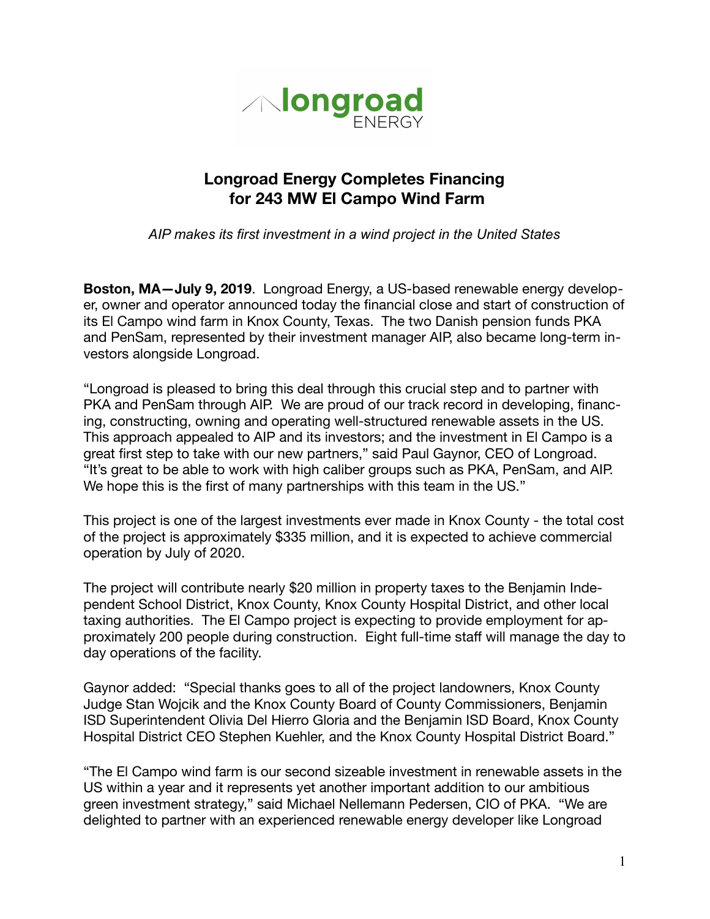# Longroad Energy Completes Financing for 243 MW El Campo Wind Farm

*AIP makes its first investment in a wind project in the United States*

**Boston, MA—July 9, 2019**. Longroad Energy, a US-based renewable energy developer, owner and operator announced today the financial close and start of construction of its El Campo wind farm in Knox County, Texas. The two Danish pension funds PKA and PenSam, represented by their investment manager AIP, also became long-term investors alongside Longroad.

"Longroad is pleased to bring this deal through this crucial step and to partner with PKA and PenSam through AIP. We are proud of our track record in developing, financing, constructing, owning and operating well-structured renewable assets in the US. This approach appealed to AIP and its investors; and the investment in El Campo is a great first step to take with our new partners," said Paul Gaynor, CEO of Longroad. "It's great to be able to work with high caliber groups such as PKA, PenSam, and AIP. We hope this is the first of many partnerships with this team in the US."

This project is one of the largest investments ever made in Knox County - the total cost of the project is approximately $335 million, and it is expected to achieve commercial operation by July of 2020.

The project will contribute nearly $20 million in property taxes to the Benjamin Independent School District, Knox County, Knox County Hospital District, and other local taxing authorities. The El Campo project is expecting to provide employment for approximately 200 people during construction. Eight full-time staff will manage the day to day operations of the facility.

Gaynor added: "Special thanks goes to all of the project landowners, Knox County Judge Stan Wojcik and the Knox County Board of County Commissioners, Benjamin ISD Superintendent Olivia Del Hierro Gloria and the Benjamin ISD Board, Knox County Hospital District CEO Stephen Kuehler, and the Knox County Hospital District Board."

"The El Campo wind farm is our second sizeable investment in renewable assets in the US within a year and it represents yet another important addition to our ambitious green investment strategy," said Michael Nellemann Pedersen, CIO of PKA. "We are delighted to partner with an experienced renewable energy developer like Longroad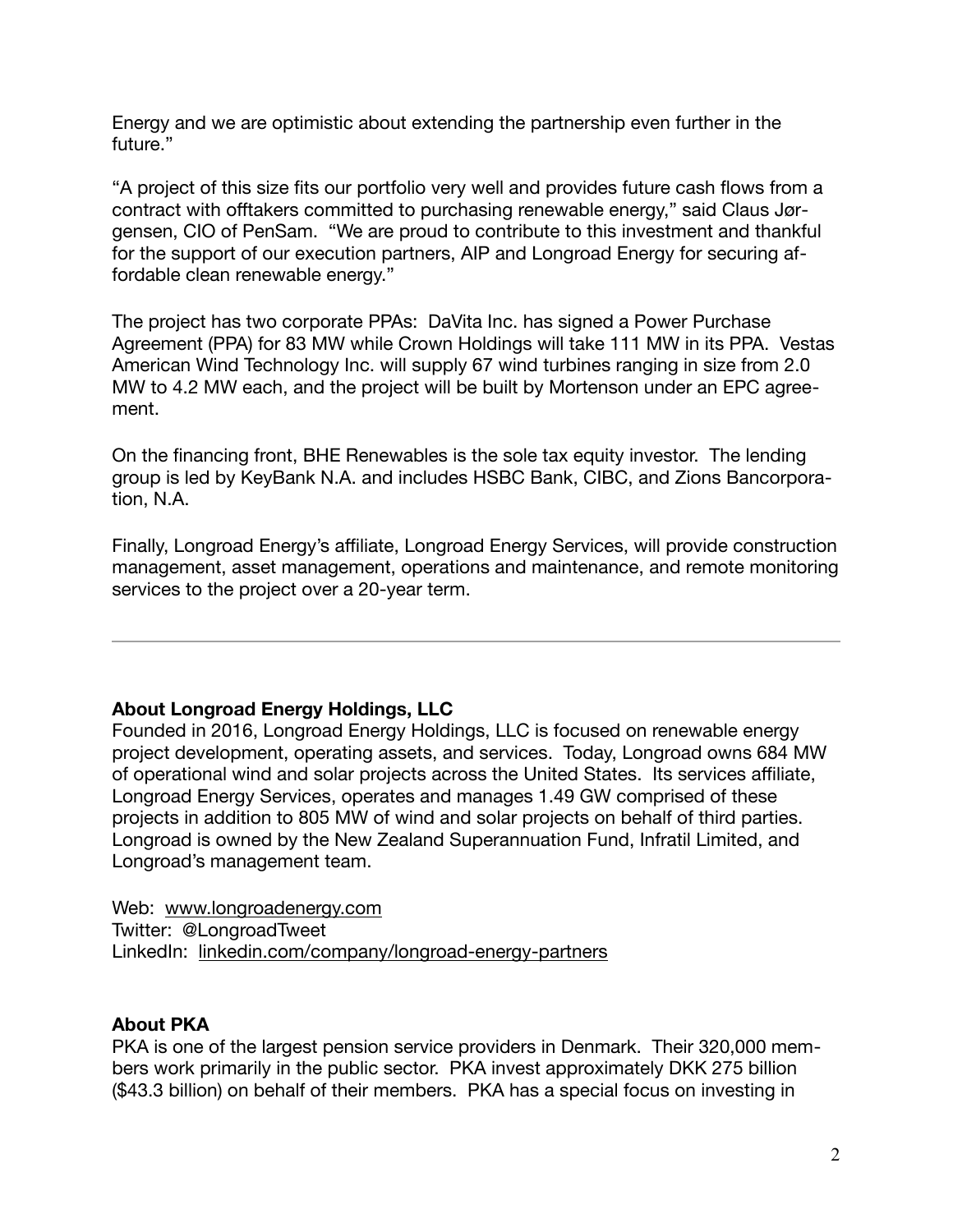Energy and we are optimistic about extending the partnership even further in the future."

"A project of this size fits our portfolio very well and provides future cash flows from a contract with offtakers committed to purchasing renewable energy," said Claus Jørgensen, CIO of PenSam. "We are proud to contribute to this investment and thankful for the support of our execution partners, AIP and Longroad Energy for securing affordable clean renewable energy."

The project has two corporate PPAs: DaVita Inc. has signed a Power Purchase Agreement (PPA) for 83 MW while Crown Holdings will take 111 MW in its PPA. Vestas American Wind Technology Inc. will supply 67 wind turbines ranging in size from 2.0 MW to 4.2 MW each, and the project will be built by Mortenson under an EPC agreement.

On the financing front, BHE Renewables is the sole tax equity investor. The lending group is led by KeyBank N.A. and includes HSBC Bank, CIBC, and Zions Bancorporation, N.A.

Finally, Longroad Energy's affiliate, Longroad Energy Services, will provide construction management, asset management, operations and maintenance, and remote monitoring services to the project over a 20-year term.

---

**About Longroad Energy Holdings, LLC**
Founded in 2016, Longroad Energy Holdings, LLC is focused on renewable energy project development, operating assets, and services. Today, Longroad owns 684 MW of operational wind and solar projects across the United States. Its services affiliate, Longroad Energy Services, operates and manages 1.49 GW comprised of these projects in addition to 805 MW of wind and solar projects on behalf of third parties. Longroad is owned by the New Zealand Superannuation Fund, Infratil Limited, and Longroad's management team.

Web: www.longroadenergy.com
Twitter: @LongroadTweet
LinkedIn: linkedin.com/company/longroad-energy-partners

**About PKA**
PKA is one of the largest pension service providers in Denmark. Their 320,000 members work primarily in the public sector. PKA invest approximately DKK 275 billion ($43.3 billion) on behalf of their members. PKA has a special focus on investing in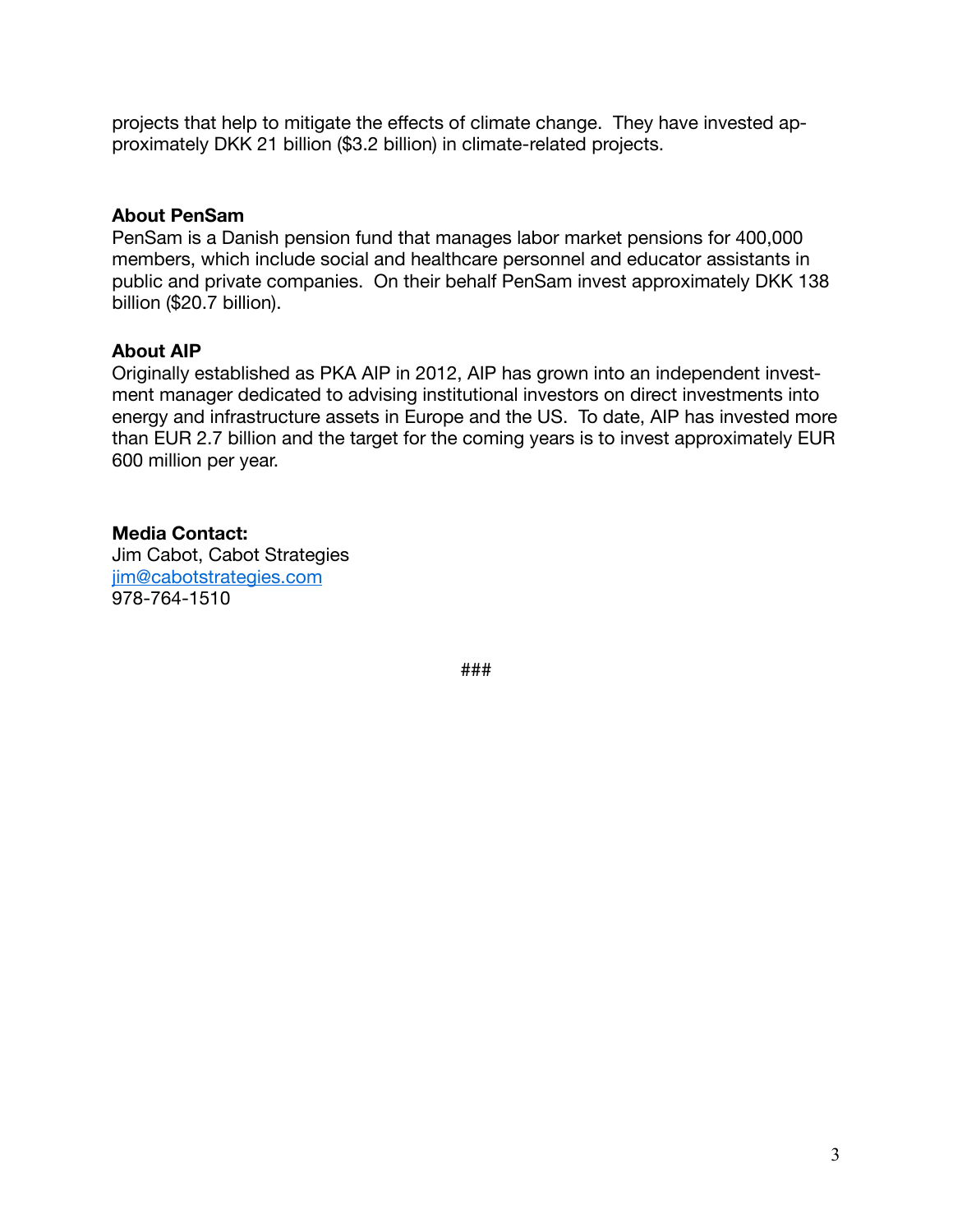projects that help to mitigate the effects of climate change. They have invested approximately DKK 21 billion ($3.2 billion) in climate-related projects.

**About PenSam**
PenSam is a Danish pension fund that manages labor market pensions for 400,000 members, which include social and healthcare personnel and educator assistants in public and private companies. On their behalf PenSam invest approximately DKK 138 billion ($20.7 billion).

**About AIP**
Originally established as PKA AIP in 2012, AIP has grown into an independent investment manager dedicated to advising institutional investors on direct investments into energy and infrastructure assets in Europe and the US. To date, AIP has invested more than EUR 2.7 billion and the target for the coming years is to invest approximately EUR 600 million per year.

**Media Contact:**
Jim Cabot, Cabot Strategies
jim@cabotstrategies.com
978-764-1510

###